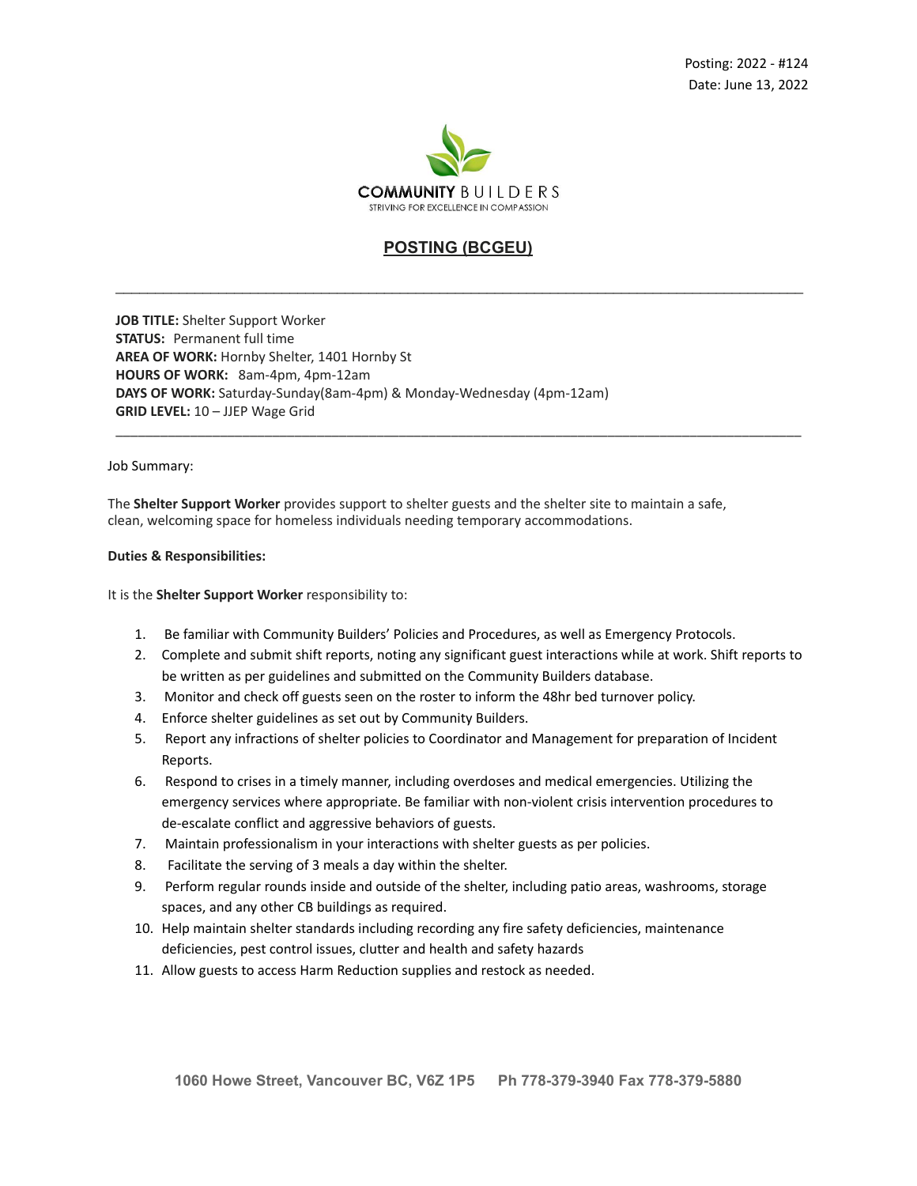Posting: 2022 - #124
Date: June 13, 2022

COMMUNITY BUILDERS
STRIVING FOR EXCELLENCE IN COMPASSION

## POSTING (BCGEU)

---

**JOB TITLE:** Shelter Support Worker
**STATUS:** Permanent full time
**AREA OF WORK:** Hornby Shelter, 1401 Hornby St
**HOURS OF WORK:** 8am-4pm, 4pm-12am
**DAYS OF WORK:** Saturday-Sunday(8am-4pm) & Monday-Wednesday (4pm-12am)
**GRID LEVEL:** 10 – JJEP Wage Grid

---

Job Summary:

The **Shelter Support Worker** provides support to shelter guests and the shelter site to maintain a safe, clean, welcoming space for homeless individuals needing temporary accommodations.

**Duties & Responsibilities:**

It is the **Shelter Support Worker** responsibility to:

1. Be familiar with Community Builders' Policies and Procedures, as well as Emergency Protocols.
2. Complete and submit shift reports, noting any significant guest interactions while at work. Shift reports to be written as per guidelines and submitted on the Community Builders database.
3. Monitor and check off guests seen on the roster to inform the 48hr bed turnover policy.
4. Enforce shelter guidelines as set out by Community Builders.
5. Report any infractions of shelter policies to Coordinator and Management for preparation of Incident Reports.
6. Respond to crises in a timely manner, including overdoses and medical emergencies. Utilizing the emergency services where appropriate. Be familiar with non-violent crisis intervention procedures to de-escalate conflict and aggressive behaviors of guests.
7. Maintain professionalism in your interactions with shelter guests as per policies.
8. Facilitate the serving of 3 meals a day within the shelter.
9. Perform regular rounds inside and outside of the shelter, including patio areas, washrooms, storage spaces, and any other CB buildings as required.
10. Help maintain shelter standards including recording any fire safety deficiencies, maintenance deficiencies, pest control issues, clutter and health and safety hazards
11. Allow guests to access Harm Reduction supplies and restock as needed.

1060 Howe Street, Vancouver BC, V6Z 1P5 Ph 778-379-3940 Fax 778-379-5880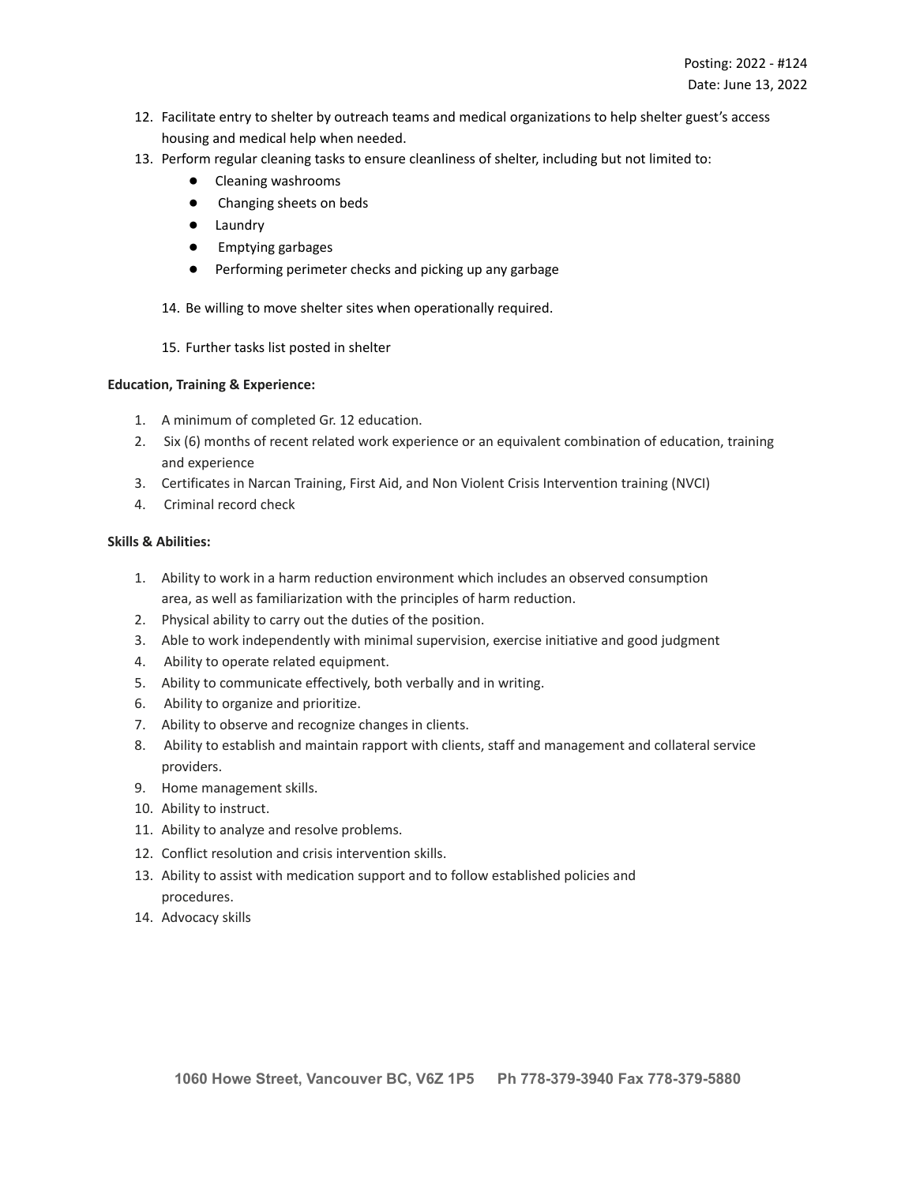12. Facilitate entry to shelter by outreach teams and medical organizations to help shelter guest's access housing and medical help when needed.
13. Perform regular cleaning tasks to ensure cleanliness of shelter, including but not limited to:
    - Cleaning washrooms
    - Changing sheets on beds
    - Laundry
    - Emptying garbages
    - Performing perimeter checks and picking up any garbage
14. Be willing to move shelter sites when operationally required.
15. Further tasks list posted in shelter

**Education, Training & Experience:**

1. A minimum of completed Gr. 12 education.
2. Six (6) months of recent related work experience or an equivalent combination of education, training and experience
3. Certificates in Narcan Training, First Aid, and Non Violent Crisis Intervention training (NVCI)
4. Criminal record check

**Skills & Abilities:**

1. Ability to work in a harm reduction environment which includes an observed consumption area, as well as familiarization with the principles of harm reduction.
2. Physical ability to carry out the duties of the position.
3. Able to work independently with minimal supervision, exercise initiative and good judgment
4. Ability to operate related equipment.
5. Ability to communicate effectively, both verbally and in writing.
6. Ability to organize and prioritize.
7. Ability to observe and recognize changes in clients.
8. Ability to establish and maintain rapport with clients, staff and management and collateral service providers.
9. Home management skills.
10. Ability to instruct.
11. Ability to analyze and resolve problems.
12. Conflict resolution and crisis intervention skills.
13. Ability to assist with medication support and to follow established policies and procedures.
14. Advocacy skills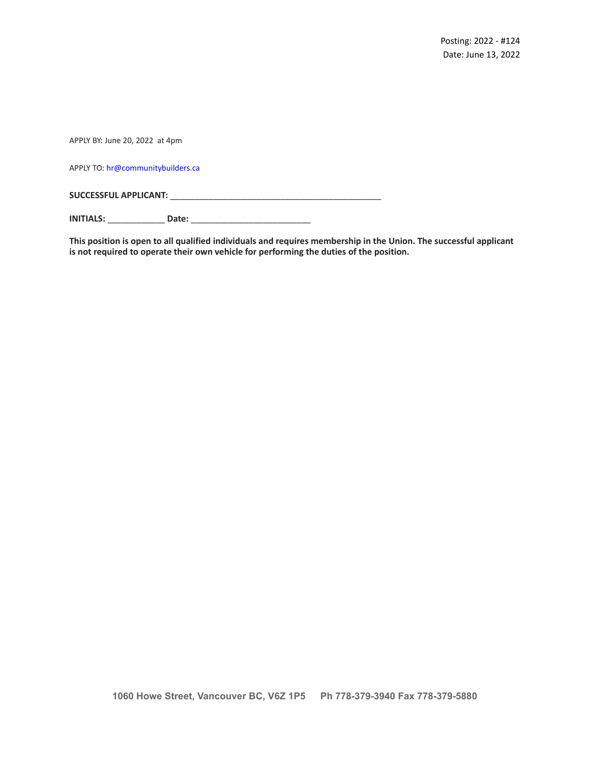Posting: 2022 - #124
Date: June 13, 2022

APPLY BY: June 20, 2022 at 4pm

APPLY TO: hr@communitybuilders.ca

**SUCCESSFUL APPLICANT:** _______________________________________________

**INITIALS:** ____________ **Date:** __________________________

**This position is open to all qualified individuals and requires membership in the Union. The successful applicant is not required to operate their own vehicle for performing the duties of the position.**

**1060 Howe Street, Vancouver BC, V6Z 1P5 Ph 778-379-3940 Fax 778-379-5880**